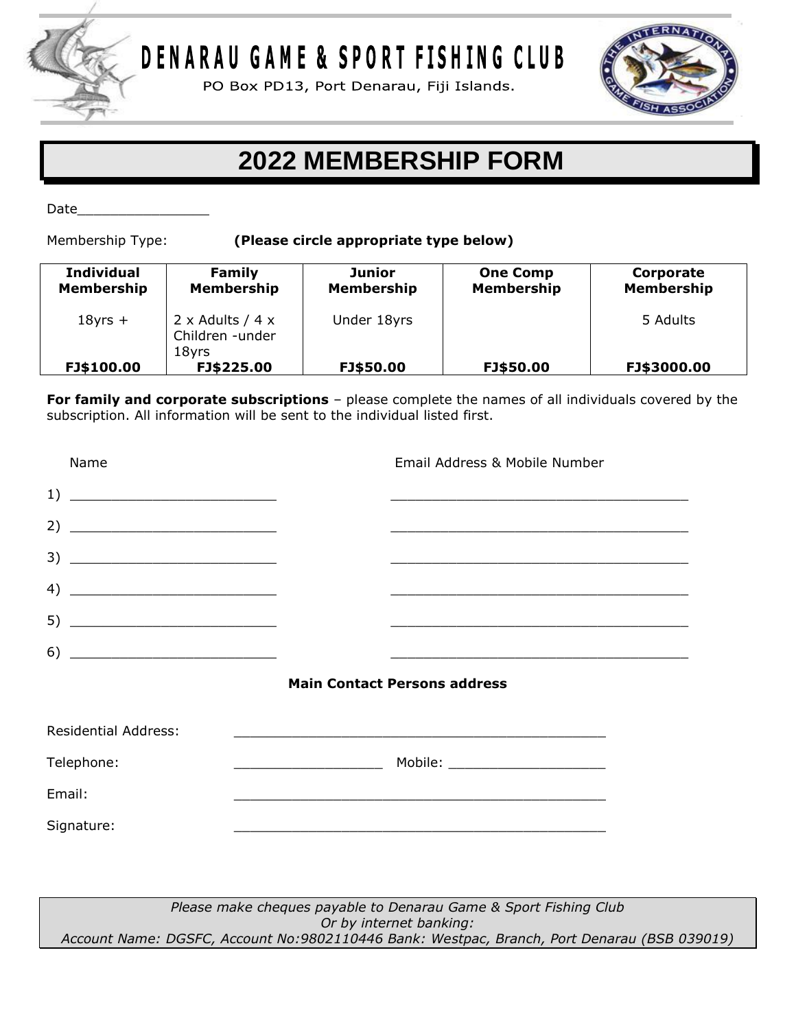# DENARAU GAME & SPORT FISHING CLUB

PO Box PD13, Port Denarau, Fiji Islands.

## 2022 MEMBERSHIP FORM

Date_______________

Membership Type: **(Please circle appropriate type below)**

| Individual Membership | Family Membership | Junior Membership | One Comp Membership | Corporate Membership |
|---|---|---|---|---|
| 18yrs + | 2 x Adults / 4 x Children -under 18yrs | Under 18yrs | | 5 Adults |
| **FJ$100.00** | **FJ$225.00** | **FJ$50.00** | **FJ$50.00** | **FJ$3000.00** |

**For family and corporate subscriptions** – please complete the names of all individuals covered by the subscription. All information will be sent to the individual listed first.

| Name | Email Address & Mobile Number |
|---|---|
| 1) ________________________ | ________________________________ |
| 2) ________________________ | ________________________________ |
| 3) ________________________ | ________________________________ |
| 4) ________________________ | ________________________________ |
| 5) ________________________ | ________________________________ |
| 6) ________________________ | ________________________________ |

**Main Contact Persons address**

Residential Address: ________________________________________

Telephone: _________________ Mobile: __________________

Email: ________________________________________

Signature: ________________________________________

*Please make cheques payable to Denarau Game & Sport Fishing Club*
*Or by internet banking:*
*Account Name: DGSFC, Account No:9802110446 Bank: Westpac, Branch, Port Denarau (BSB 039019)*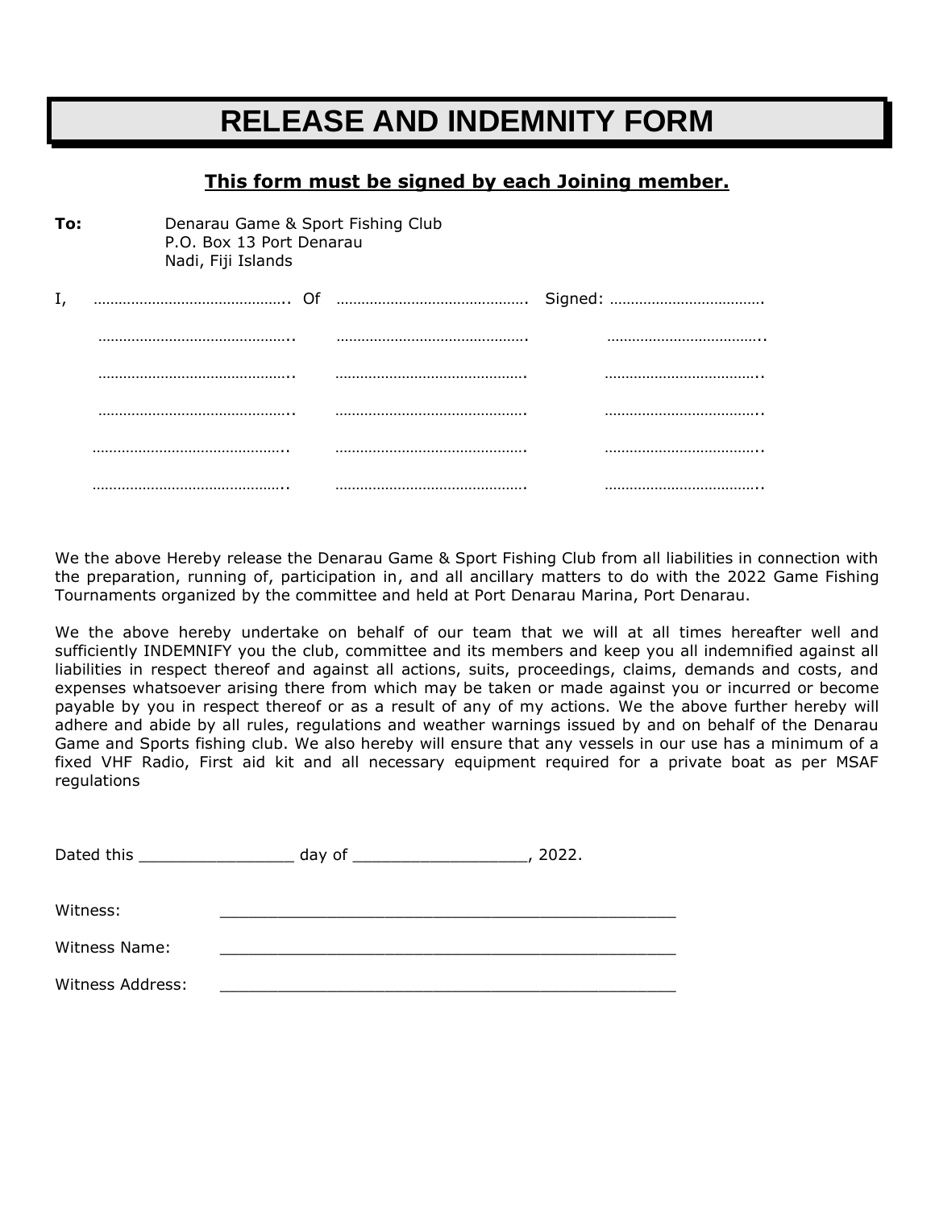# RELEASE AND INDEMNITY FORM

**This form must be signed by each Joining member.**

**To:** Denarau Game & Sport Fishing Club
P.O. Box 13 Port Denarau
Nadi, Fiji Islands

I, ……………………………………….. Of ………………………………………. Signed: ……………………………….

……………………………………….. ………………………………………. ………………………………..

……………………………………….. ………………………………………. ………………………………..

……………………………………….. ………………………………………. ………………………………..

……………………………………….. ………………………………………. ………………………………..

……………………………………….. ………………………………………. ………………………………..

We the above Hereby release the Denarau Game & Sport Fishing Club from all liabilities in connection with the preparation, running of, participation in, and all ancillary matters to do with the 2022 Game Fishing Tournaments organized by the committee and held at Port Denarau Marina, Port Denarau.

We the above hereby undertake on behalf of our team that we will at all times hereafter well and sufficiently INDEMNIFY you the club, committee and its members and keep you all indemnified against all liabilities in respect thereof and against all actions, suits, proceedings, claims, demands and costs, and expenses whatsoever arising there from which may be taken or made against you or incurred or become payable by you in respect thereof or as a result of any of my actions. We the above further hereby will adhere and abide by all rules, regulations and weather warnings issued by and on behalf of the Denarau Game and Sports fishing club. We also hereby will ensure that any vessels in our use has a minimum of a fixed VHF Radio, First aid kit and all necessary equipment required for a private boat as per MSAF regulations

Dated this ________________ day of __________________, 2022.

Witness: __________________________________________________

Witness Name: __________________________________________________

Witness Address: __________________________________________________